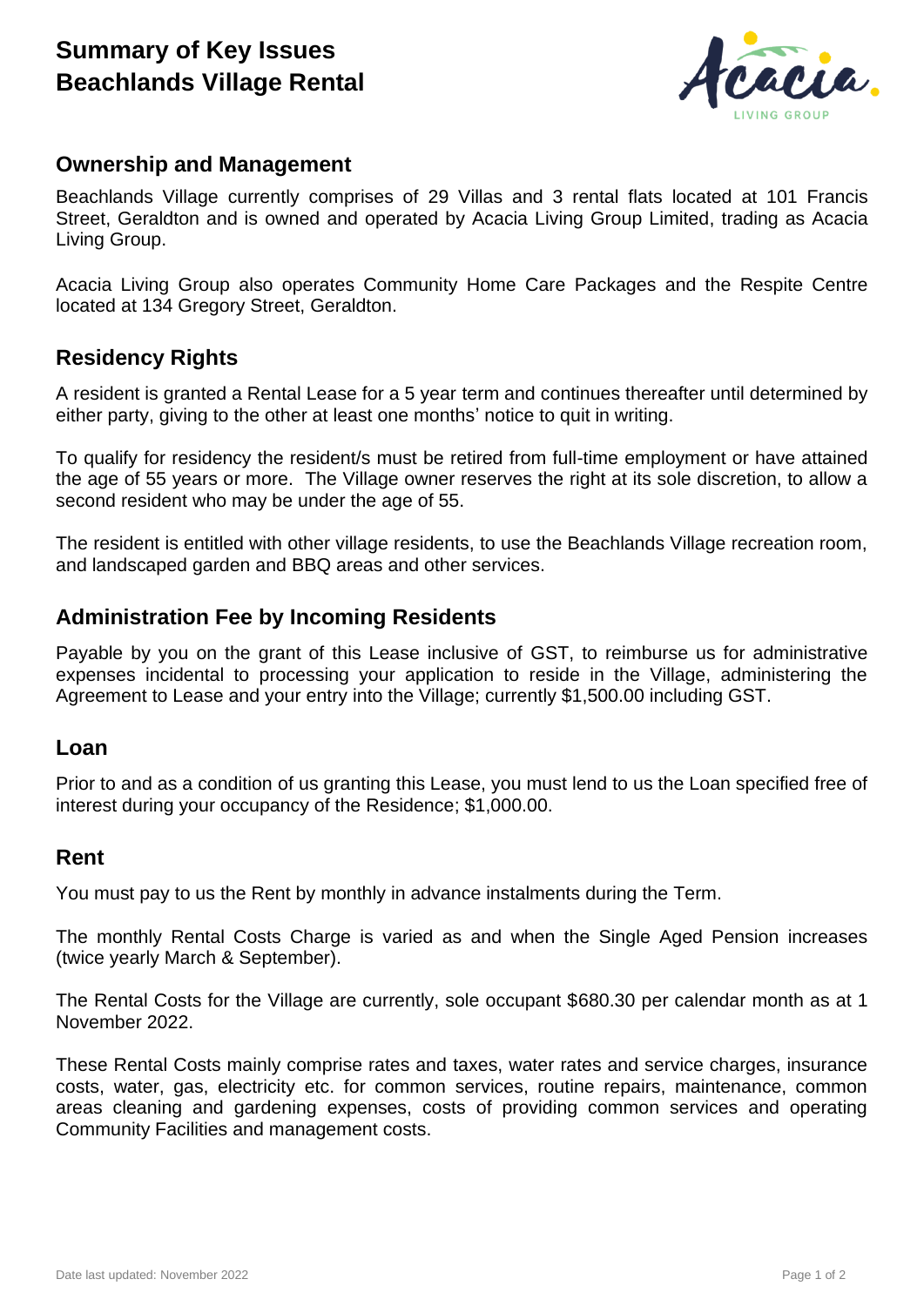# Summary of Key Issues
# Beachlands Village Rental

## Ownership and Management

Beachlands Village currently comprises of 29 Villas and 3 rental flats located at 101 Francis Street, Geraldton and is owned and operated by Acacia Living Group Limited, trading as Acacia Living Group.

Acacia Living Group also operates Community Home Care Packages and the Respite Centre located at 134 Gregory Street, Geraldton.

## Residency Rights

A resident is granted a Rental Lease for a 5 year term and continues thereafter until determined by either party, giving to the other at least one months' notice to quit in writing.

To qualify for residency the resident/s must be retired from full-time employment or have attained the age of 55 years or more. The Village owner reserves the right at its sole discretion, to allow a second resident who may be under the age of 55.

The resident is entitled with other village residents, to use the Beachlands Village recreation room, and landscaped garden and BBQ areas and other services.

## Administration Fee by Incoming Residents

Payable by you on the grant of this Lease inclusive of GST, to reimburse us for administrative expenses incidental to processing your application to reside in the Village, administering the Agreement to Lease and your entry into the Village; currently $1,500.00 including GST.

## Loan

Prior to and as a condition of us granting this Lease, you must lend to us the Loan specified free of interest during your occupancy of the Residence; $1,000.00.

## Rent

You must pay to us the Rent by monthly in advance instalments during the Term.

The monthly Rental Costs Charge is varied as and when the Single Aged Pension increases (twice yearly March & September).

The Rental Costs for the Village are currently, sole occupant $680.30 per calendar month as at 1 November 2022.

These Rental Costs mainly comprise rates and taxes, water rates and service charges, insurance costs, water, gas, electricity etc. for common services, routine repairs, maintenance, common areas cleaning and gardening expenses, costs of providing common services and operating Community Facilities and management costs.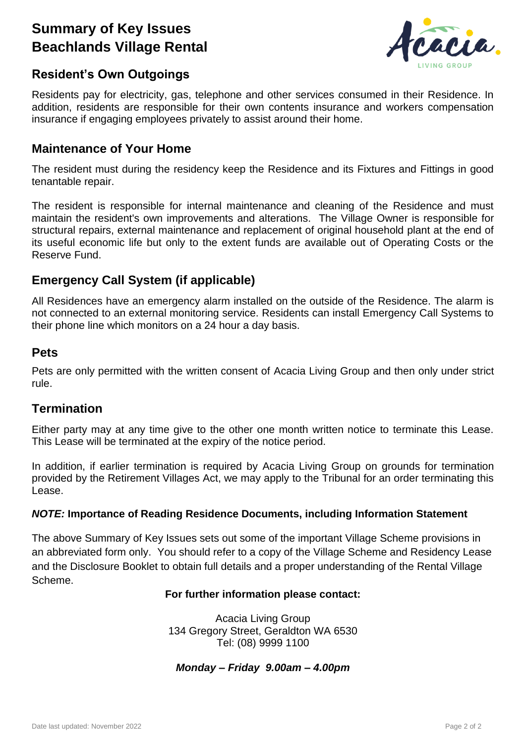# Summary of Key Issues
# Beachlands Village Rental

## Resident's Own Outgoings

Residents pay for electricity, gas, telephone and other services consumed in their Residence. In addition, residents are responsible for their own contents insurance and workers compensation insurance if engaging employees privately to assist around their home.

## Maintenance of Your Home

The resident must during the residency keep the Residence and its Fixtures and Fittings in good tenantable repair.

The resident is responsible for internal maintenance and cleaning of the Residence and must maintain the resident's own improvements and alterations. The Village Owner is responsible for structural repairs, external maintenance and replacement of original household plant at the end of its useful economic life but only to the extent funds are available out of Operating Costs or the Reserve Fund.

## Emergency Call System (if applicable)

All Residences have an emergency alarm installed on the outside of the Residence. The alarm is not connected to an external monitoring service. Residents can install Emergency Call Systems to their phone line which monitors on a 24 hour a day basis.

## Pets

Pets are only permitted with the written consent of Acacia Living Group and then only under strict rule.

## Termination

Either party may at any time give to the other one month written notice to terminate this Lease. This Lease will be terminated at the expiry of the notice period.

In addition, if earlier termination is required by Acacia Living Group on grounds for termination provided by the Retirement Villages Act, we may apply to the Tribunal for an order terminating this Lease.

***NOTE:* Importance of Reading Residence Documents, including Information Statement**

The above Summary of Key Issues sets out some of the important Village Scheme provisions in an abbreviated form only. You should refer to a copy of the Village Scheme and Residency Lease and the Disclosure Booklet to obtain full details and a proper understanding of the Rental Village Scheme.

**For further information please contact:**

Acacia Living Group
134 Gregory Street, Geraldton WA 6530
Tel: (08) 9999 1100

***Monday – Friday 9.00am – 4.00pm***

Date last updated: November 2022